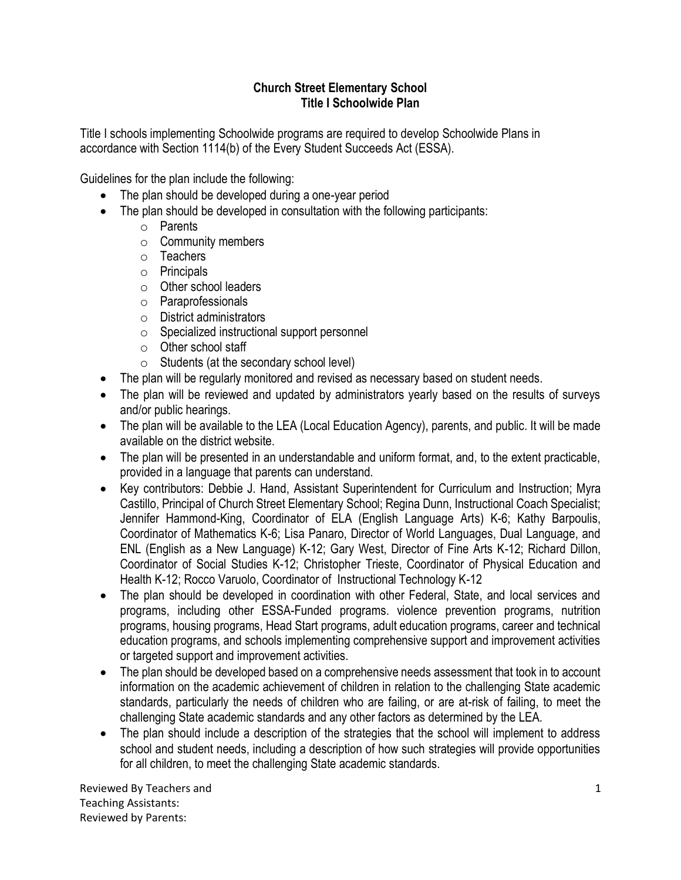# Church Street Elementary School
## Title I Schoolwide Plan

Title I schools implementing Schoolwide programs are required to develop Schoolwide Plans in accordance with Section 1114(b) of the Every Student Succeeds Act (ESSA).

Guidelines for the plan include the following:

- The plan should be developed during a one-year period
- The plan should be developed in consultation with the following participants:
  - Parents
  - Community members
  - Teachers
  - Principals
  - Other school leaders
  - Paraprofessionals
  - District administrators
  - Specialized instructional support personnel
  - Other school staff
  - Students (at the secondary school level)
- The plan will be regularly monitored and revised as necessary based on student needs.
- The plan will be reviewed and updated by administrators yearly based on the results of surveys and/or public hearings.
- The plan will be available to the LEA (Local Education Agency), parents, and public. It will be made available on the district website.
- The plan will be presented in an understandable and uniform format, and, to the extent practicable, provided in a language that parents can understand.
- Key contributors: Debbie J. Hand, Assistant Superintendent for Curriculum and Instruction; Myra Castillo, Principal of Church Street Elementary School; Regina Dunn, Instructional Coach Specialist; Jennifer Hammond-King, Coordinator of ELA (English Language Arts) K-6; Kathy Barpoulis, Coordinator of Mathematics K-6; Lisa Panaro, Director of World Languages, Dual Language, and ENL (English as a New Language) K-12; Gary West, Director of Fine Arts K-12; Richard Dillon, Coordinator of Social Studies K-12; Christopher Trieste, Coordinator of Physical Education and Health K-12; Rocco Varuolo, Coordinator of Instructional Technology K-12
- The plan should be developed in coordination with other Federal, State, and local services and programs, including other ESSA-Funded programs. violence prevention programs, nutrition programs, housing programs, Head Start programs, adult education programs, career and technical education programs, and schools implementing comprehensive support and improvement activities or targeted support and improvement activities.
- The plan should be developed based on a comprehensive needs assessment that took in to account information on the academic achievement of children in relation to the challenging State academic standards, particularly the needs of children who are failing, or are at-risk of failing, to meet the challenging State academic standards and any other factors as determined by the LEA.
- The plan should include a description of the strategies that the school will implement to address school and student needs, including a description of how such strategies will provide opportunities for all children, to meet the challenging State academic standards.

Reviewed By Teachers and Teaching Assistants:
Reviewed by Parents: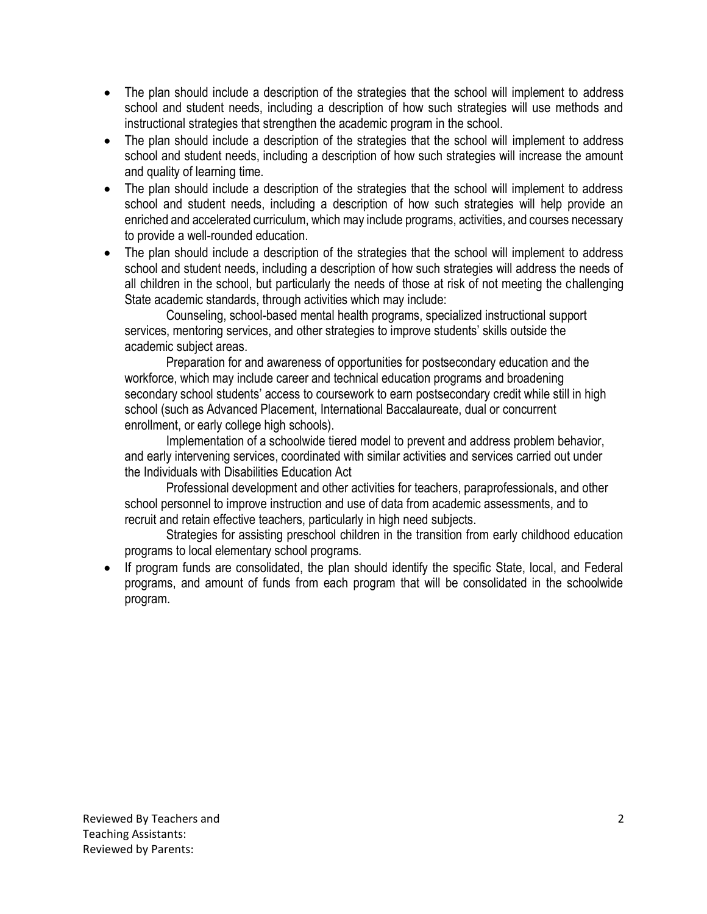- The plan should include a description of the strategies that the school will implement to address school and student needs, including a description of how such strategies will use methods and instructional strategies that strengthen the academic program in the school.
- The plan should include a description of the strategies that the school will implement to address school and student needs, including a description of how such strategies will increase the amount and quality of learning time.
- The plan should include a description of the strategies that the school will implement to address school and student needs, including a description of how such strategies will help provide an enriched and accelerated curriculum, which may include programs, activities, and courses necessary to provide a well-rounded education.
- The plan should include a description of the strategies that the school will implement to address school and student needs, including a description of how such strategies will address the needs of all children in the school, but particularly the needs of those at risk of not meeting the challenging State academic standards, through activities which may include:

  Counseling, school-based mental health programs, specialized instructional support services, mentoring services, and other strategies to improve students' skills outside the academic subject areas.

  Preparation for and awareness of opportunities for postsecondary education and the workforce, which may include career and technical education programs and broadening secondary school students' access to coursework to earn postsecondary credit while still in high school (such as Advanced Placement, International Baccalaureate, dual or concurrent enrollment, or early college high schools).

  Implementation of a schoolwide tiered model to prevent and address problem behavior, and early intervening services, coordinated with similar activities and services carried out under the Individuals with Disabilities Education Act

  Professional development and other activities for teachers, paraprofessionals, and other school personnel to improve instruction and use of data from academic assessments, and to recruit and retain effective teachers, particularly in high need subjects.

  Strategies for assisting preschool children in the transition from early childhood education programs to local elementary school programs.
- If program funds are consolidated, the plan should identify the specific State, local, and Federal programs, and amount of funds from each program that will be consolidated in the schoolwide program.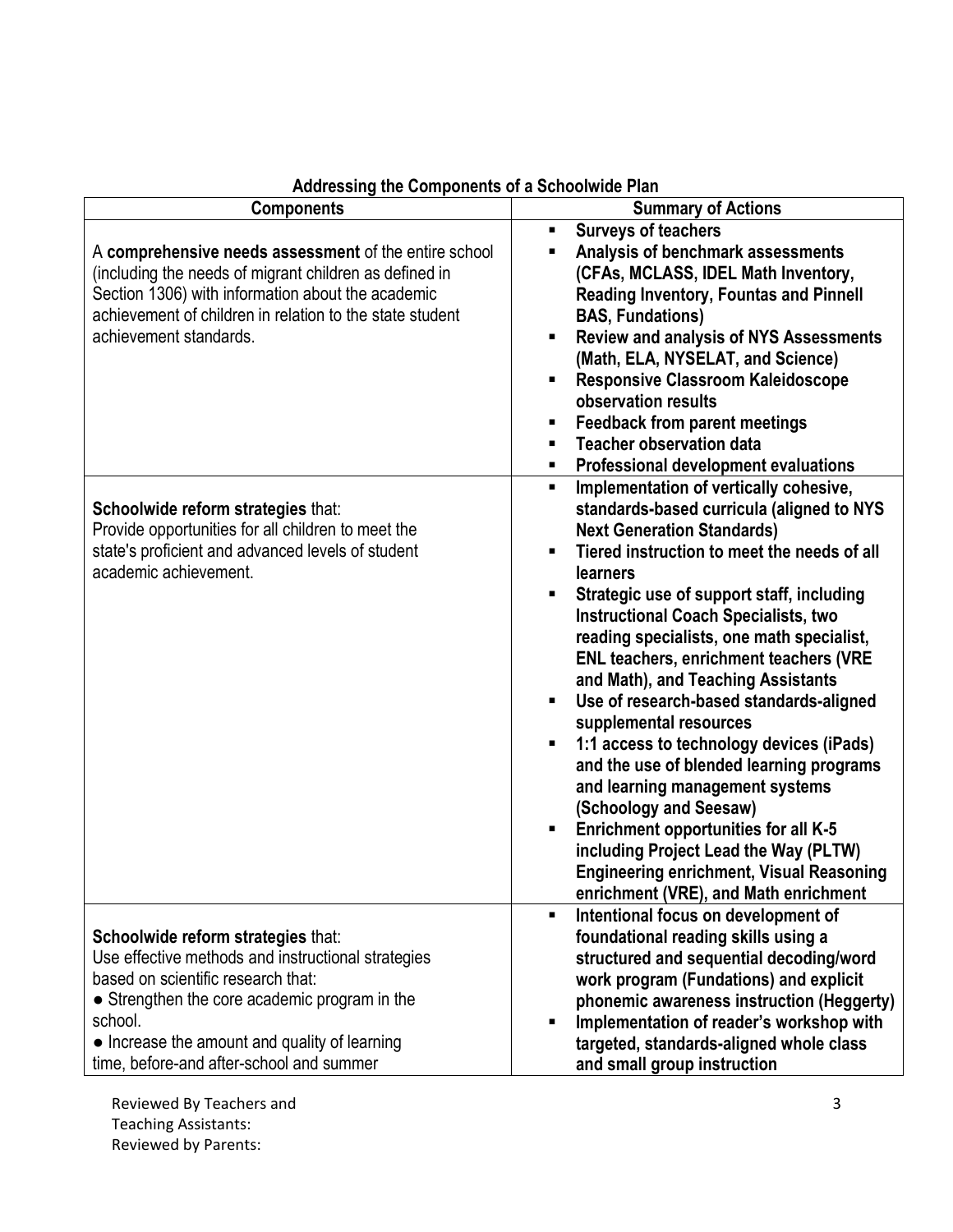### Addressing the Components of a Schoolwide Plan

| Components | Summary of Actions |
|---|---|
| A **comprehensive needs assessment** of the entire school (including the needs of migrant children as defined in Section 1306) with information about the academic achievement of children in relation to the state student achievement standards. | ▪ **Surveys of teachers**<br>▪ **Analysis of benchmark assessments (CFAs, MCLASS, IDEL Math Inventory, Reading Inventory, Fountas and Pinnell BAS, Fundations)**<br>▪ **Review and analysis of NYS Assessments (Math, ELA, NYSELAT, and Science)**<br>▪ **Responsive Classroom Kaleidoscope observation results**<br>▪ **Feedback from parent meetings**<br>▪ **Teacher observation data**<br>▪ **Professional development evaluations** |
| **Schoolwide reform strategies** that:<br>Provide opportunities for all children to meet the state's proficient and advanced levels of student academic achievement. | ▪ **Implementation of vertically cohesive, standards-based curricula (aligned to NYS Next Generation Standards)**<br>▪ **Tiered instruction to meet the needs of all learners**<br>▪ **Strategic use of support staff, including Instructional Coach Specialists, two reading specialists, one math specialist, ENL teachers, enrichment teachers (VRE and Math), and Teaching Assistants**<br>▪ **Use of research-based standards-aligned supplemental resources**<br>▪ **1:1 access to technology devices (iPads) and the use of blended learning programs and learning management systems (Schoology and Seesaw)**<br>▪ **Enrichment opportunities for all K-5 including Project Lead the Way (PLTW) Engineering enrichment, Visual Reasoning enrichment (VRE), and Math enrichment** |
| **Schoolwide reform strategies** that:<br>Use effective methods and instructional strategies based on scientific research that:<br>● Strengthen the core academic program in the school.<br>● Increase the amount and quality of learning time, before-and after-school and summer | ▪ **Intentional focus on development of foundational reading skills using a structured and sequential decoding/word work program (Fundations) and explicit phonemic awareness instruction (Heggerty)**<br>▪ **Implementation of reader's workshop with targeted, standards-aligned whole class and small group instruction** |

Reviewed By Teachers and Teaching Assistants:
Reviewed by Parents: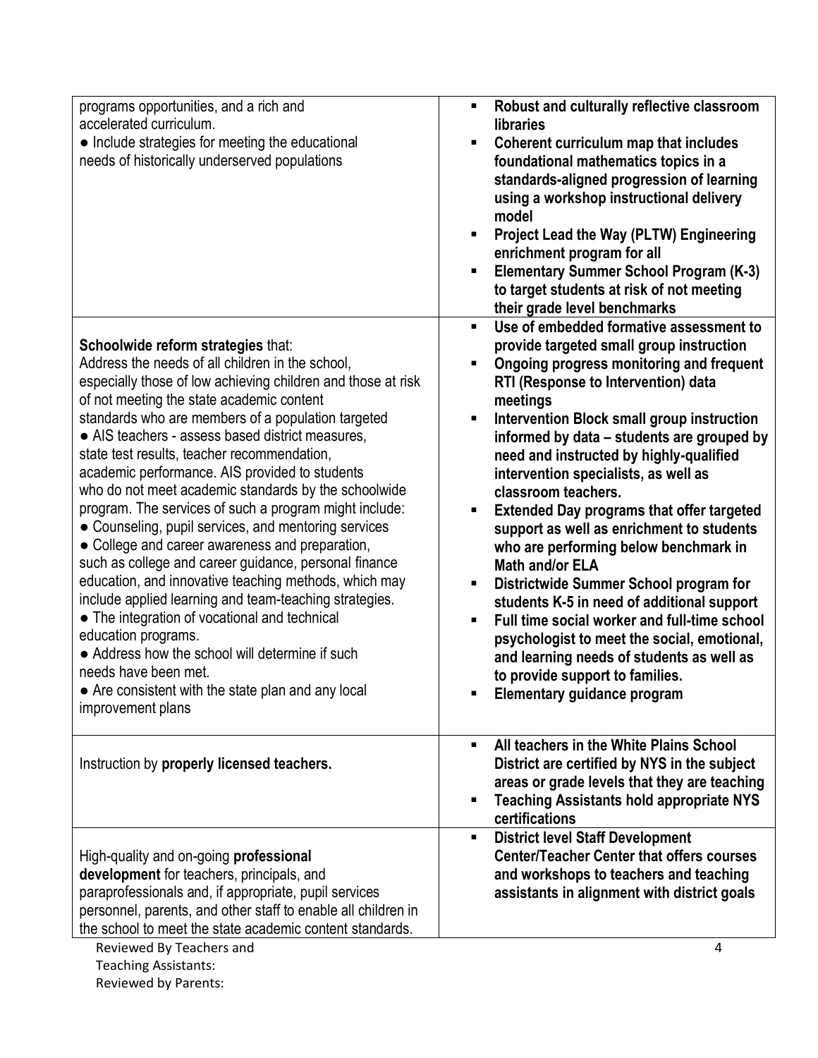| | |
|---|---|
| programs opportunities, and a rich and accelerated curriculum.<br>● Include strategies for meeting the educational needs of historically underserved populations | ▪ **Robust and culturally reflective classroom libraries**<br>▪ **Coherent curriculum map that includes foundational mathematics topics in a standards-aligned progression of learning using a workshop instructional delivery model**<br>▪ **Project Lead the Way (PLTW) Engineering enrichment program for all**<br>▪ **Elementary Summer School Program (K-3) to target students at risk of not meeting their grade level benchmarks** |
| **Schoolwide reform strategies** that:<br>Address the needs of all children in the school, especially those of low achieving children and those at risk of not meeting the state academic content standards who are members of a population targeted<br>● AIS teachers - assess based district measures, state test results, teacher recommendation, academic performance. AIS provided to students who do not meet academic standards by the schoolwide program. The services of such a program might include:<br>● Counseling, pupil services, and mentoring services<br>● College and career awareness and preparation, such as college and career guidance, personal finance education, and innovative teaching methods, which may include applied learning and team-teaching strategies.<br>● The integration of vocational and technical education programs.<br>● Address how the school will determine if such needs have been met.<br>● Are consistent with the state plan and any local improvement plans | ▪ **Use of embedded formative assessment to provide targeted small group instruction**<br>▪ **Ongoing progress monitoring and frequent RTI (Response to Intervention) data meetings**<br>▪ **Intervention Block small group instruction informed by data – students are grouped by need and instructed by highly-qualified intervention specialists, as well as classroom teachers.**<br>▪ **Extended Day programs that offer targeted support as well as enrichment to students who are performing below benchmark in Math and/or ELA**<br>▪ **Districtwide Summer School program for students K-5 in need of additional support**<br>▪ **Full time social worker and full-time school psychologist to meet the social, emotional, and learning needs of students as well as to provide support to families.**<br>▪ **Elementary guidance program** |
| Instruction by **properly licensed teachers.** | ▪ **All teachers in the White Plains School District are certified by NYS in the subject areas or grade levels that they are teaching**<br>▪ **Teaching Assistants hold appropriate NYS certifications** |
| High-quality and on-going **professional development** for teachers, principals, and paraprofessionals and, if appropriate, pupil services personnel, parents, and other staff to enable all children in the school to meet the state academic content standards. | ▪ **District level Staff Development Center/Teacher Center that offers courses and workshops to teachers and teaching assistants in alignment with district goals** |

Reviewed By Teachers and Teaching Assistants:
Reviewed by Parents: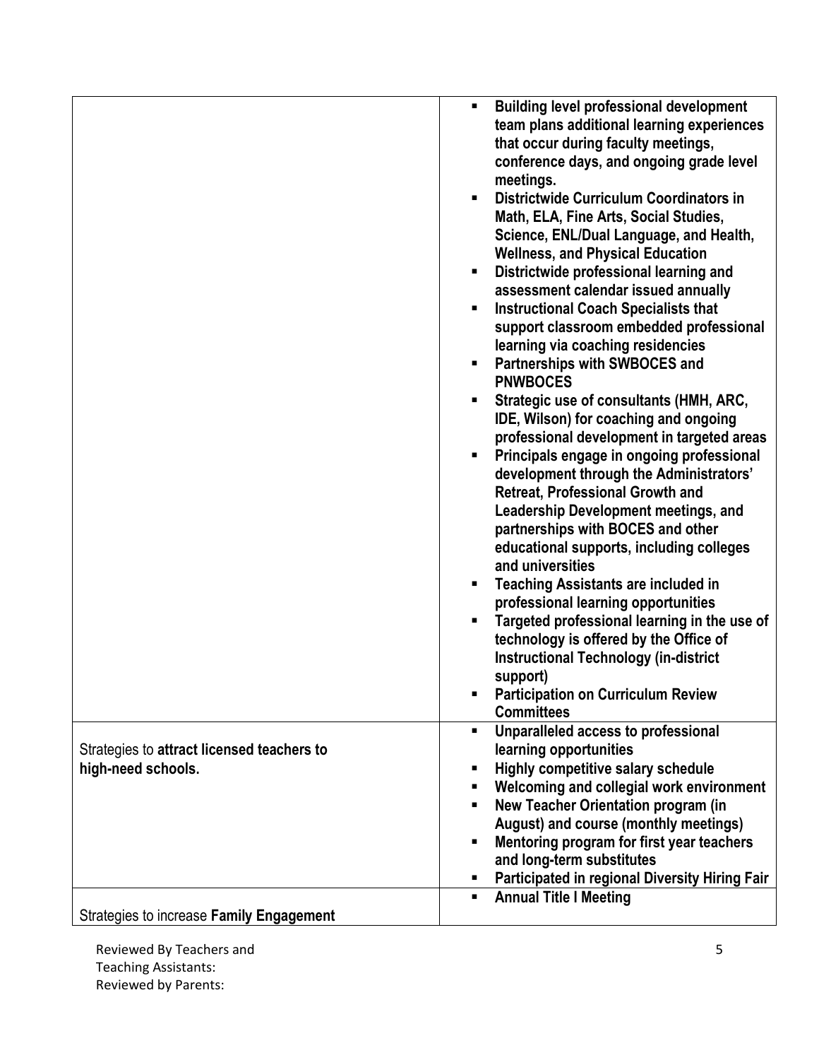| | |
|---|---|
| | <ul><li>**Building level professional development team plans additional learning experiences that occur during faculty meetings, conference days, and ongoing grade level meetings.**</li><li>**Districtwide Curriculum Coordinators in Math, ELA, Fine Arts, Social Studies, Science, ENL/Dual Language, and Health, Wellness, and Physical Education**</li><li>**Districtwide professional learning and assessment calendar issued annually**</li><li>**Instructional Coach Specialists that support classroom embedded professional learning via coaching residencies**</li><li>**Partnerships with SWBOCES and PNWBOCES**</li><li>**Strategic use of consultants (HMH, ARC, IDE, Wilson) for coaching and ongoing professional development in targeted areas**</li><li>**Principals engage in ongoing professional development through the Administrators' Retreat, Professional Growth and Leadership Development meetings, and partnerships with BOCES and other educational supports, including colleges and universities**</li><li>**Teaching Assistants are included in professional learning opportunities**</li><li>**Targeted professional learning in the use of technology is offered by the Office of Instructional Technology (in-district support)**</li><li>**Participation on Curriculum Review Committees**</li></ul> |
| Strategies to **attract licensed teachers to high-need schools.** | <ul><li>**Unparalleled access to professional learning opportunities**</li><li>**Highly competitive salary schedule**</li><li>**Welcoming and collegial work environment**</li><li>**New Teacher Orientation program (in August) and course (monthly meetings)**</li><li>**Mentoring program for first year teachers and long-term substitutes**</li><li>**Participated in regional Diversity Hiring Fair**</li></ul> |
| Strategies to increase **Family Engagement** | <ul><li>**Annual Title I Meeting**</li></ul> |

Reviewed By Teachers and Teaching Assistants:
Reviewed by Parents: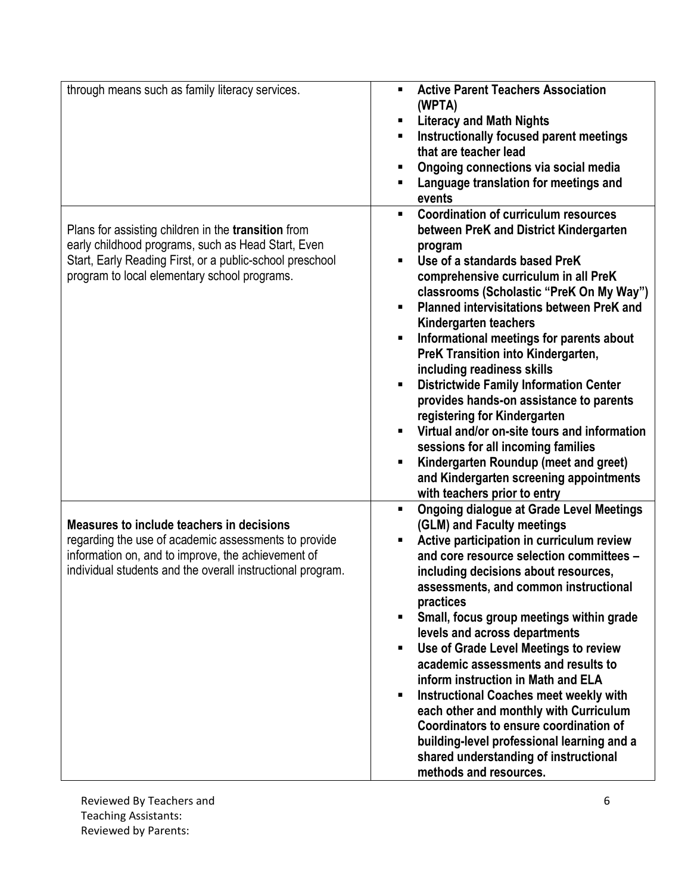| | |
|---|---|
| through means such as family literacy services. | ▪ **Active Parent Teachers Association (WPTA)**<br>▪ **Literacy and Math Nights**<br>▪ **Instructionally focused parent meetings that are teacher lead**<br>▪ **Ongoing connections via social media**<br>▪ **Language translation for meetings and events** |
| Plans for assisting children in the **transition** from early childhood programs, such as Head Start, Even Start, Early Reading First, or a public-school preschool program to local elementary school programs. | ▪ **Coordination of curriculum resources between PreK and District Kindergarten program**<br>▪ **Use of a standards based PreK comprehensive curriculum in all PreK classrooms (Scholastic "PreK On My Way")**<br>▪ **Planned intervisitations between PreK and Kindergarten teachers**<br>▪ **Informational meetings for parents about PreK Transition into Kindergarten, including readiness skills**<br>▪ **Districtwide Family Information Center provides hands-on assistance to parents registering for Kindergarten**<br>▪ **Virtual and/or on-site tours and information sessions for all incoming families**<br>▪ **Kindergarten Roundup (meet and greet) and Kindergarten screening appointments with teachers prior to entry** |
| **Measures to include teachers in decisions** regarding the use of academic assessments to provide information on, and to improve, the achievement of individual students and the overall instructional program. | ▪ **Ongoing dialogue at Grade Level Meetings (GLM) and Faculty meetings**<br>▪ **Active participation in curriculum review and core resource selection committees – including decisions about resources, assessments, and common instructional practices**<br>▪ **Small, focus group meetings within grade levels and across departments**<br>▪ **Use of Grade Level Meetings to review academic assessments and results to inform instruction in Math and ELA**<br>▪ **Instructional Coaches meet weekly with each other and monthly with Curriculum Coordinators to ensure coordination of building-level professional learning and a shared understanding of instructional methods and resources.** |

Reviewed By Teachers and Teaching Assistants:
Reviewed by Parents: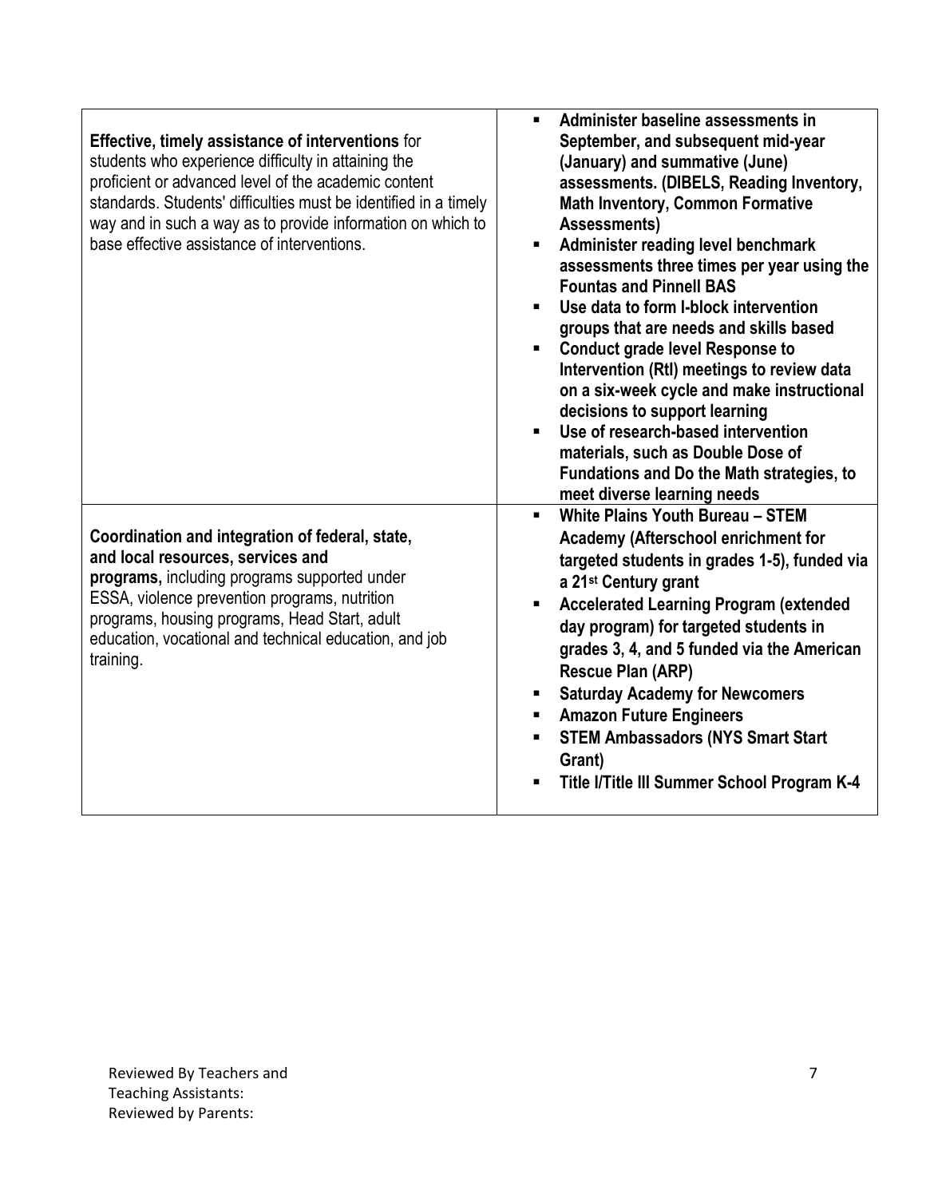| | |
|---|---|
| **Effective, timely assistance of interventions** for students who experience difficulty in attaining the proficient or advanced level of the academic content standards. Students' difficulties must be identified in a timely way and in such a way as to provide information on which to base effective assistance of interventions. | ▪ **Administer baseline assessments in September, and subsequent mid-year (January) and summative (June) assessments. (DIBELS, Reading Inventory, Math Inventory, Common Formative Assessments)**<br>▪ **Administer reading level benchmark assessments three times per year using the Fountas and Pinnell BAS**<br>▪ **Use data to form I-block intervention groups that are needs and skills based**<br>▪ **Conduct grade level Response to Intervention (RtI) meetings to review data on a six-week cycle and make instructional decisions to support learning**<br>▪ **Use of research-based intervention materials, such as Double Dose of Fundations and Do the Math strategies, to meet diverse learning needs** |
| **Coordination and integration of federal, state, and local resources, services and programs,** including programs supported under ESSA, violence prevention programs, nutrition programs, housing programs, Head Start, adult education, vocational and technical education, and job training. | ▪ **White Plains Youth Bureau – STEM Academy (Afterschool enrichment for targeted students in grades 1-5), funded via a 21st Century grant**<br>▪ **Accelerated Learning Program (extended day program) for targeted students in grades 3, 4, and 5 funded via the American Rescue Plan (ARP)**<br>▪ **Saturday Academy for Newcomers**<br>▪ **Amazon Future Engineers**<br>▪ **STEM Ambassadors (NYS Smart Start Grant)**<br>▪ **Title I/Title III Summer School Program K-4** |

Reviewed By Teachers and Teaching Assistants:
Reviewed by Parents: